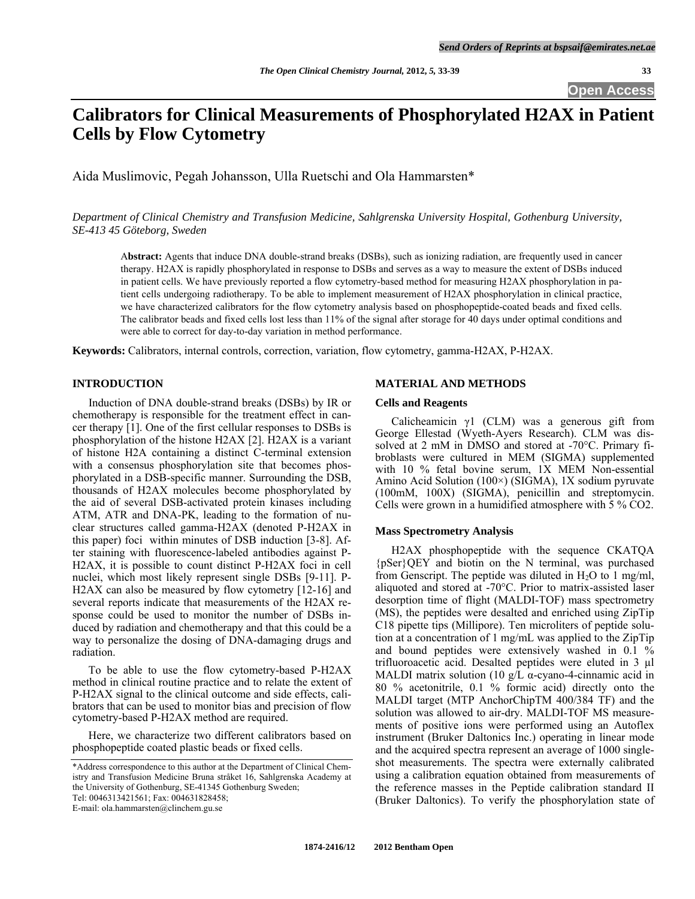# Calibrators for Clinical Measurements of Phosphorylated H2AX in Patient Cells by Flow Cytometry

Aida Muslimovic, Pegah Johansson, Ulla Ruetschi and Ola Hammarsten*

*Department of Clinical Chemistry and Transfusion Medicine, Sahlgrenska University Hospital, Gothenburg University, SE-413 45 Göteborg, Sweden*

**Abstract:** Agents that induce DNA double-strand breaks (DSBs), such as ionizing radiation, are frequently used in cancer therapy. H2AX is rapidly phosphorylated in response to DSBs and serves as a way to measure the extent of DSBs induced in patient cells. We have previously reported a flow cytometry-based method for measuring H2AX phosphorylation in patient cells undergoing radiotherapy. To be able to implement measurement of H2AX phosphorylation in clinical practice, we have characterized calibrators for the flow cytometry analysis based on phosphopeptide-coated beads and fixed cells. The calibrator beads and fixed cells lost less than 11% of the signal after storage for 40 days under optimal conditions and were able to correct for day-to-day variation in method performance.

**Keywords:** Calibrators, internal controls, correction, variation, flow cytometry, gamma-H2AX, P-H2AX.

## INTRODUCTION

Induction of DNA double-strand breaks (DSBs) by IR or chemotherapy is responsible for the treatment effect in cancer therapy [1]. One of the first cellular responses to DSBs is phosphorylation of the histone H2AX [2]. H2AX is a variant of histone H2A containing a distinct C-terminal extension with a consensus phosphorylation site that becomes phosphorylated in a DSB-specific manner. Surrounding the DSB, thousands of H2AX molecules become phosphorylated by the aid of several DSB-activated protein kinases including ATM, ATR and DNA-PK, leading to the formation of nuclear structures called gamma-H2AX (denoted P-H2AX in this paper) foci within minutes of DSB induction [3-8]. After staining with fluorescence-labeled antibodies against P-H2AX, it is possible to count distinct P-H2AX foci in cell nuclei, which most likely represent single DSBs [9-11]. P-H2AX can also be measured by flow cytometry [12-16] and several reports indicate that measurements of the H2AX response could be used to monitor the number of DSBs induced by radiation and chemotherapy and that this could be a way to personalize the dosing of DNA-damaging drugs and radiation.

To be able to use the flow cytometry-based P-H2AX method in clinical routine practice and to relate the extent of P-H2AX signal to the clinical outcome and side effects, calibrators that can be used to monitor bias and precision of flow cytometry-based P-H2AX method are required.

Here, we characterize two different calibrators based on phosphopeptide coated plastic beads or fixed cells.

## MATERIAL AND METHODS

### Cells and Reagents

Calicheamicin $\gamma$1 (CLM) was a generous gift from George Ellestad (Wyeth-Ayers Research). CLM was dissolved at 2 mM in DMSO and stored at -70°C. Primary fibroblasts were cultured in MEM (SIGMA) supplemented with 10 % fetal bovine serum, 1X MEM Non-essential Amino Acid Solution (100×) (SIGMA), 1X sodium pyruvate (100mM, 100X) (SIGMA), penicillin and streptomycin. Cells were grown in a humidified atmosphere with 5 % $CO_2$.

### Mass Spectrometry Analysis

H2AX phosphopeptide with the sequence CKATQA {pSer}QEY and biotin on the N terminal, was purchased from Genscript. The peptide was diluted in $H_2O$ to 1 mg/ml, aliquoted and stored at -70°C. Prior to matrix-assisted laser desorption time of flight (MALDI-TOF) mass spectrometry (MS), the peptides were desalted and enriched using ZipTip C18 pipette tips (Millipore). Ten microliters of peptide solution at a concentration of 1 mg/mL was applied to the ZipTip and bound peptides were extensively washed in 0.1 % trifluoroacetic acid. Desalted peptides were eluted in 3 µl MALDI matrix solution (10 g/L α-cyano-4-cinnamic acid in 80 % acetonitrile, 0.1 % formic acid) directly onto the MALDI target (MTP AnchorChipTM 400/384 TF) and the solution was allowed to air-dry. MALDI-TOF MS measurements of positive ions were performed using an Autoflex instrument (Bruker Daltonics Inc.) operating in linear mode and the acquired spectra represent an average of 1000 single-shot measurements. The spectra were externally calibrated using a calibration equation obtained from measurements of the reference masses in the Peptide calibration standard II (Bruker Daltonics). To verify the phosphorylation state of

*Address correspondence to this author at the Department of Clinical Chemistry and Transfusion Medicine Bruna stråket 16, Sahlgrenska Academy at the University of Gothenburg, SE-41345 Gothenburg Sweden; Tel: 0046313421561; Fax: 004631828458; E-mail: ola.hammarsten@clinchem.gu.se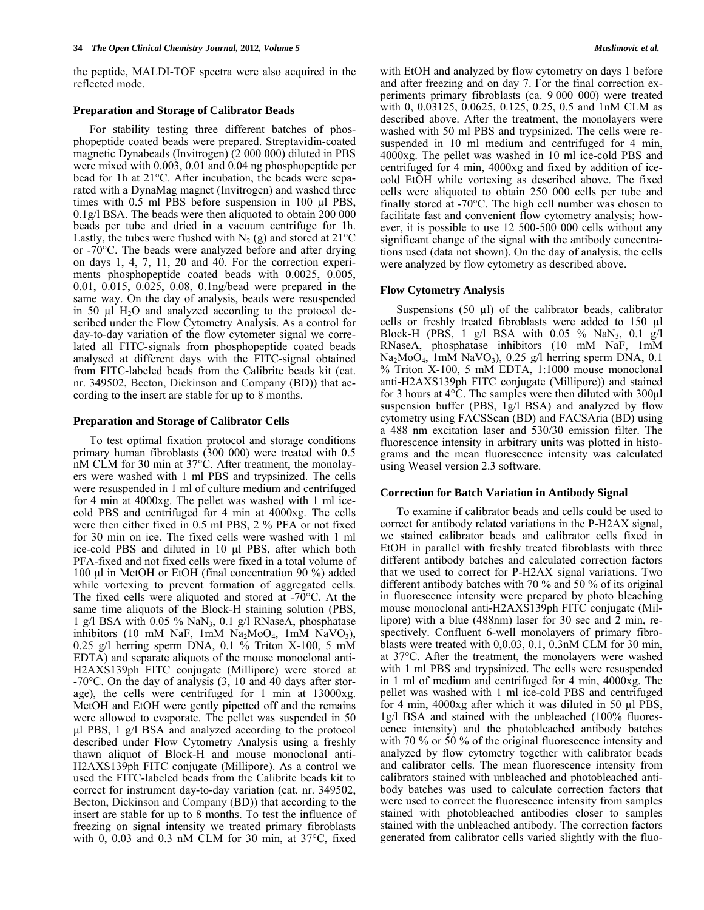the peptide, MALDI-TOF spectra were also acquired in the reflected mode.

### Preparation and Storage of Calibrator Beads

For stability testing three different batches of phosphopeptide coated beads were prepared. Streptavidin-coated magnetic Dynabeads (Invitrogen) (2 000 000) diluted in PBS were mixed with 0.003, 0.01 and 0.04 ng phosphopeptide per bead for 1h at 21°C. After incubation, the beads were separated with a DynaMag magnet (Invitrogen) and washed three times with 0.5 ml PBS before suspension in 100 µl PBS, 0.1g/l BSA. The beads were then aliquoted to obtain 200 000 beads per tube and dried in a vacuum centrifuge for 1h. Lastly, the tubes were flushed with $N_2$ (g) and stored at 21°C or -70°C. The beads were analyzed before and after drying on days 1, 4, 7, 11, 20 and 40. For the correction experiments phosphopeptide coated beads with 0.0025, 0.005, 0.01, 0.015, 0.025, 0.08, 0.1ng/bead were prepared in the same way. On the day of analysis, beads were resuspended in 50 µl $H_2O$ and analyzed according to the protocol described under the Flow Cytometry Analysis. As a control for day-to-day variation of the flow cytometer signal we correlated all FITC-signals from phosphopeptide coated beads analysed at different days with the FITC-signal obtained from FITC-labeled beads from the Calibrite beads kit (cat. nr. 349502, Becton, Dickinson and Company (BD)) that according to the insert are stable for up to 8 months.

### Preparation and Storage of Calibrator Cells

To test optimal fixation protocol and storage conditions primary human fibroblasts (300 000) were treated with 0.5 nM CLM for 30 min at 37°C. After treatment, the monolayers were washed with 1 ml PBS and trypsinized. The cells were resuspended in 1 ml of culture medium and centrifuged for 4 min at 4000xg. The pellet was washed with 1 ml ice-cold PBS and centrifuged for 4 min at 4000xg. The cells were then either fixed in 0.5 ml PBS, 2 % PFA or not fixed for 30 min on ice. The fixed cells were washed with 1 ml ice-cold PBS and diluted in 10 µl PBS, after which both PFA-fixed and not fixed cells were fixed in a total volume of 100 µl in MetOH or EtOH (final concentration 90 %) added while vortexing to prevent formation of aggregated cells. The fixed cells were aliquoted and stored at -70°C. At the same time aliquots of the Block-H staining solution (PBS, 1 g/l BSA with 0.05 % $NaN_3$, 0.1 g/l RNaseA, phosphatase inhibitors (10 mM NaF, 1mM $Na_2MoO_4$, 1mM $NaVO_3$), 0.25 g/l herring sperm DNA, 0.1 % Triton X-100, 5 mM EDTA) and separate aliquots of the mouse monoclonal anti-H2AXS139ph FITC conjugate (Millipore) were stored at -70°C. On the day of analysis (3, 10 and 40 days after storage), the cells were centrifuged for 1 min at 13000xg. MetOH and EtOH were gently pipetted off and the remains were allowed to evaporate. The pellet was suspended in 50 µl PBS, 1 g/l BSA and analyzed according to the protocol described under Flow Cytometry Analysis using a freshly thawn aliquot of Block-H and mouse monoclonal anti-H2AXS139ph FITC conjugate (Millipore). As a control we used the FITC-labeled beads from the Calibrite beads kit to correct for instrument day-to-day variation (cat. nr. 349502, Becton, Dickinson and Company (BD)) that according to the insert are stable for up to 8 months. To test the influence of freezing on signal intensity we treated primary fibroblasts with 0, 0.03 and 0.3 nM CLM for 30 min, at 37°C, fixed with EtOH and analyzed by flow cytometry on days 1 before and after freezing and on day 7. For the final correction experiments primary fibroblasts (ca. 9 000 000) were treated with 0, 0.03125, 0.0625, 0.125, 0.25, 0.5 and 1nM CLM as described above. After the treatment, the monolayers were washed with 50 ml PBS and trypsinized. The cells were resuspended in 10 ml medium and centrifuged for 4 min, 4000xg. The pellet was washed in 10 ml ice-cold PBS and centrifuged for 4 min, 4000xg and fixed by addition of ice-cold EtOH while vortexing as described above. The fixed cells were aliquoted to obtain 250 000 cells per tube and finally stored at -70°C. The high cell number was chosen to facilitate fast and convenient flow cytometry analysis; however, it is possible to use 12 500-500 000 cells without any significant change of the signal with the antibody concentrations used (data not shown). On the day of analysis, the cells were analyzed by flow cytometry as described above.

### Flow Cytometry Analysis

Suspensions (50 µl) of the calibrator beads, calibrator cells or freshly treated fibroblasts were added to 150 µl Block-H (PBS, 1 g/l BSA with 0.05 % $NaN_3$, 0.1 g/l RNaseA, phosphatase inhibitors (10 mM NaF, 1mM $Na_2MoO_4$, 1mM $NaVO_3$), 0.25 g/l herring sperm DNA, 0.1 % Triton X-100, 5 mM EDTA, 1:1000 mouse monoclonal anti-H2AXS139ph FITC conjugate (Millipore)) and stained for 3 hours at 4°C. The samples were then diluted with 300µl suspension buffer (PBS, 1g/l BSA) and analyzed by flow cytometry using FACSScan (BD) and FACSAria (BD) using a 488 nm excitation laser and 530/30 emission filter. The fluorescence intensity in arbitrary units was plotted in histograms and the mean fluorescence intensity was calculated using Weasel version 2.3 software.

### Correction for Batch Variation in Antibody Signal

To examine if calibrator beads and cells could be used to correct for antibody related variations in the P-H2AX signal, we stained calibrator beads and calibrator cells fixed in EtOH in parallel with freshly treated fibroblasts with three different antibody batches and calculated correction factors that we used to correct for P-H2AX signal variations. Two different antibody batches with 70 % and 50 % of its original in fluorescence intensity were prepared by photo bleaching mouse monoclonal anti-H2AXS139ph FITC conjugate (Millipore) with a blue (488nm) laser for 30 sec and 2 min, respectively. Confluent 6-well monolayers of primary fibroblasts were treated with 0,0.03, 0.1, 0.3nM CLM for 30 min, at 37°C. After the treatment, the monolayers were washed with 1 ml PBS and trypsinized. The cells were resuspended in 1 ml of medium and centrifuged for 4 min, 4000xg. The pellet was washed with 1 ml ice-cold PBS and centrifuged for 4 min, 4000xg after which it was diluted in 50 µl PBS, 1g/l BSA and stained with the unbleached (100% fluorescence intensity) and the photobleached antibody batches with 70 % or 50 % of the original fluorescence intensity and analyzed by flow cytometry together with calibrator beads and calibrator cells. The mean fluorescence intensity from calibrators stained with unbleached and photobleached antibody batches was used to calculate correction factors that were used to correct the fluorescence intensity from samples stained with photobleached antibodies closer to samples stained with the unbleached antibody. The correction factors generated from calibrator cells varied slightly with the fluo-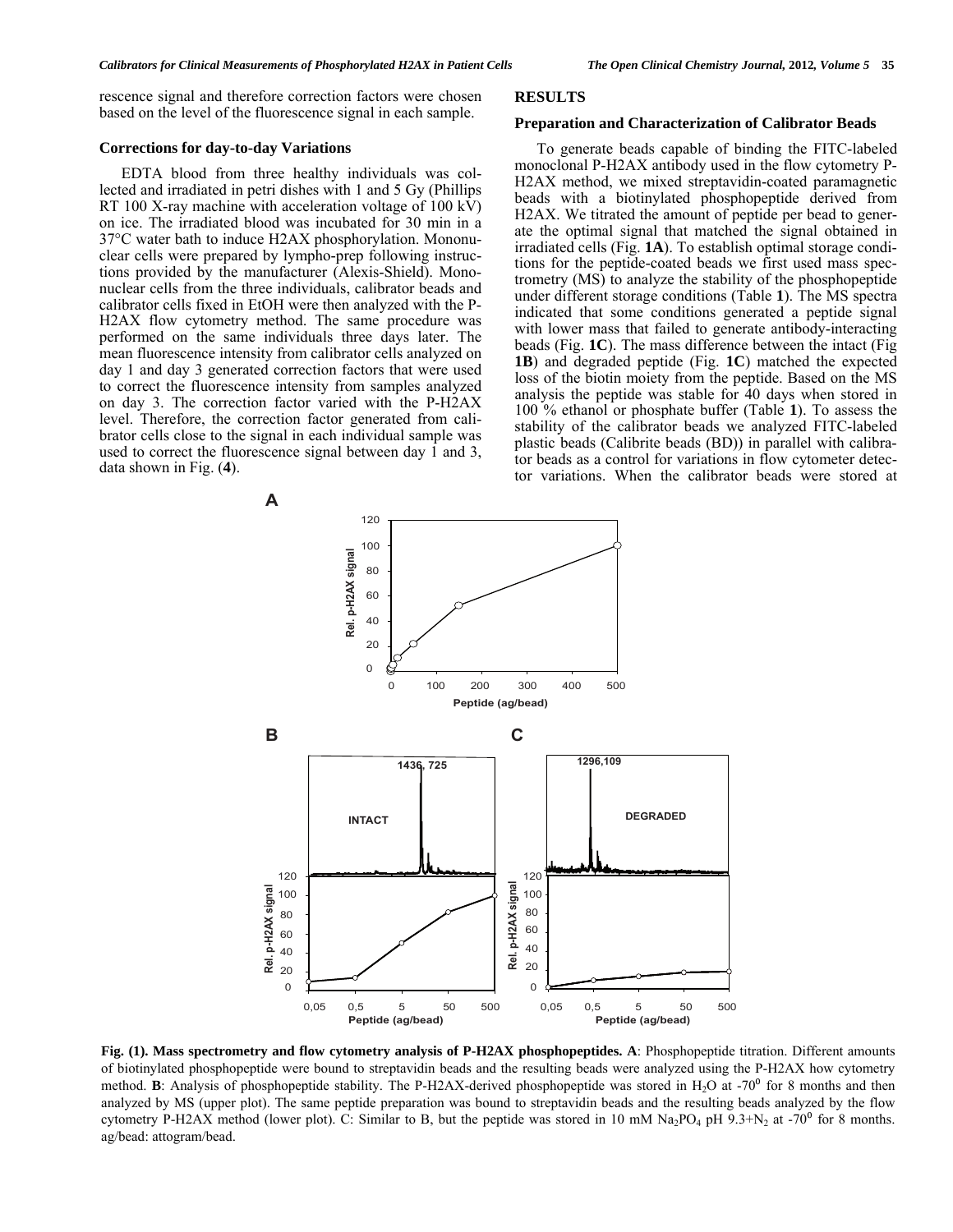rescence signal and therefore correction factors were chosen based on the level of the fluorescence signal in each sample.

### Corrections for day-to-day Variations

EDTA blood from three healthy individuals was collected and irradiated in petri dishes with 1 and 5 Gy (Phillips RT 100 X-ray machine with acceleration voltage of 100 kV) on ice. The irradiated blood was incubated for 30 min in a 37°C water bath to induce H2AX phosphorylation. Mononuclear cells were prepared by lympho-prep following instructions provided by the manufacturer (Alexis-Shield). Mononuclear cells from the three individuals, calibrator beads and calibrator cells fixed in EtOH were then analyzed with the P-H2AX flow cytometry method. The same procedure was performed on the same individuals three days later. The mean fluorescence intensity from calibrator cells analyzed on day 1 and day 3 generated correction factors that were used to correct the fluorescence intensity from samples analyzed on day 3. The correction factor varied with the P-H2AX level. Therefore, the correction factor generated from calibrator cells close to the signal in each individual sample was used to correct the fluorescence signal between day 1 and 3, data shown in Fig. (**4**).

## RESULTS

### Preparation and Characterization of Calibrator Beads

To generate beads capable of binding the FITC-labeled monoclonal P-H2AX antibody used in the flow cytometry P-H2AX method, we mixed streptavidin-coated paramagnetic beads with a biotinylated phosphopeptide derived from H2AX. We titrated the amount of peptide per bead to generate the optimal signal that matched the signal obtained in irradiated cells (Fig. **1A**). To establish optimal storage conditions for the peptide-coated beads we first used mass spectrometry (MS) to analyze the stability of the phosphopeptide under different storage conditions (Table **1**). The MS spectra indicated that some conditions generated a peptide signal with lower mass that failed to generate antibody-interacting beads (Fig. **1C**). The mass difference between the intact (Fig **1B**) and degraded peptide (Fig. **1C**) matched the expected loss of the biotin moiety from the peptide. Based on the MS analysis the peptide was stable for 40 days when stored in 100 % ethanol or phosphate buffer (Table **1**). To assess the stability of the calibrator beads we analyzed FITC-labeled plastic beads (Calibrite beads (BD)) in parallel with calibrator beads as a control for variations in flow cytometer detector variations. When the calibrator beads were stored at

**Fig. (1). Mass spectrometry and flow cytometry analysis of P-H2AX phosphopeptides. A**: Phosphopeptide titration. Different amounts of biotinylated phosphopeptide were bound to streptavidin beads and the resulting beads were analyzed using the P-H2AX how cytometry method. **B**: Analysis of phosphopeptide stability. The P-H2AX-derived phosphopeptide was stored in $H_2O$ at -70$^0$ for 8 months and then analyzed by MS (upper plot). The same peptide preparation was bound to streptavidin beads and the resulting beads analyzed by the flow cytometry P-H2AX method (lower plot). C: Similar to B, but the peptide was stored in 10 mM $Na_2PO_4$ pH 9.3+$N_2$ at -70$^0$ for 8 months. ag/bead: attogram/bead.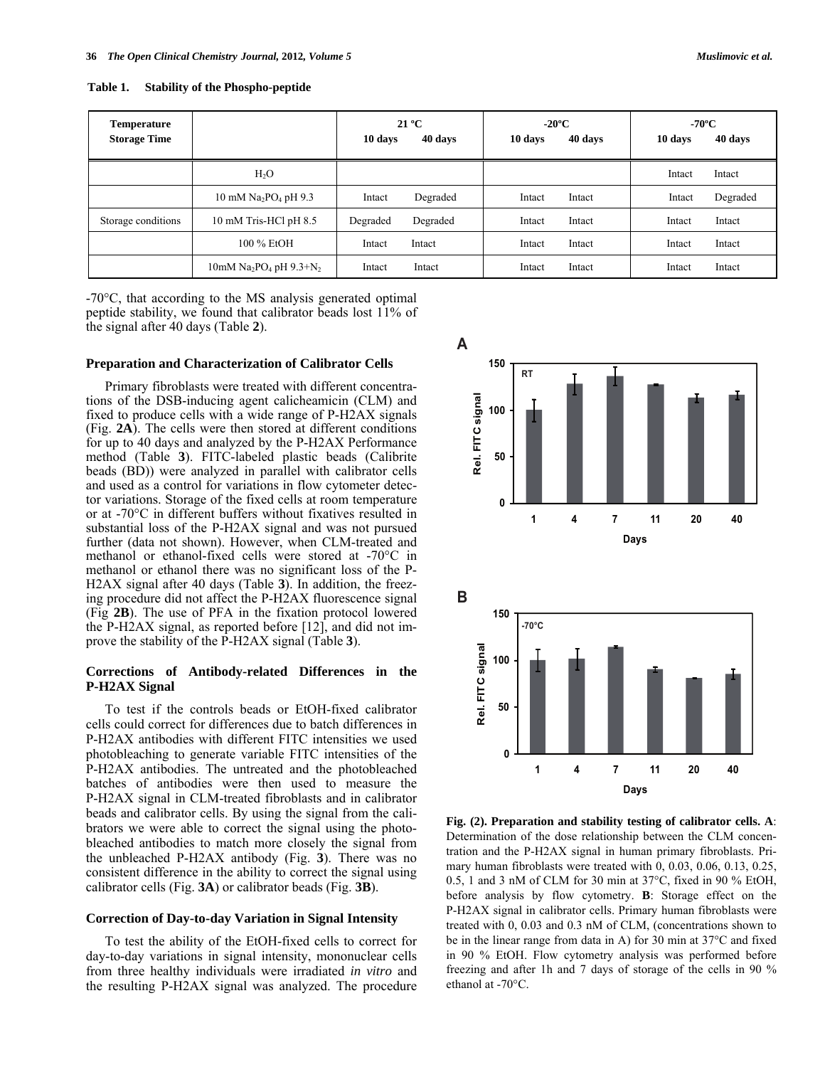**Table 1. Stability of the Phospho-peptide**

| Temperature<br>Storage Time | | 21 ºC<br>10 days | 21 ºC<br>40 days | -20ºC<br>10 days | -20ºC<br>40 days | -70ºC<br>10 days | -70ºC<br>40 days |
|---|---|---|---|---|---|---|---|
| | $H_2O$ | | | | | Intact | Intact |
| | 10 mM $Na_2PO_4$ pH 9.3 | Intact | Degraded | Intact | Intact | Intact | Degraded |
| Storage conditions | 10 mM Tris-HCl pH 8.5 | Degraded | Degraded | Intact | Intact | Intact | Intact |
| | 100 % EtOH | Intact | Intact | Intact | Intact | Intact | Intact |
| | 10mM $Na_2PO_4$ pH 9.3+$N_2$ | Intact | Intact | Intact | Intact | Intact | Intact |

-70°C, that according to the MS analysis generated optimal peptide stability, we found that calibrator beads lost 11% of the signal after 40 days (Table **2**).

### Preparation and Characterization of Calibrator Cells

Primary fibroblasts were treated with different concentrations of the DSB-inducing agent calicheamicin (CLM) and fixed to produce cells with a wide range of P-H2AX signals (Fig. **2A**). The cells were then stored at different conditions for up to 40 days and analyzed by the P-H2AX Performance method (Table **3**). FITC-labeled plastic beads (Calibrite beads (BD)) were analyzed in parallel with calibrator cells and used as a control for variations in flow cytometer detector variations. Storage of the fixed cells at room temperature or at -70°C in different buffers without fixatives resulted in substantial loss of the P-H2AX signal and was not pursued further (data not shown). However, when CLM-treated and methanol or ethanol-fixed cells were stored at -70°C in methanol or ethanol there was no significant loss of the P-H2AX signal after 40 days (Table **3**). In addition, the freezing procedure did not affect the P-H2AX fluorescence signal (Fig **2B**). The use of PFA in the fixation protocol lowered the P-H2AX signal, as reported before [12], and did not improve the stability of the P-H2AX signal (Table **3**).

### Corrections of Antibody-related Differences in the P-H2AX Signal

To test if the controls beads or EtOH-fixed calibrator cells could correct for differences due to batch differences in P-H2AX antibodies with different FITC intensities we used photobleaching to generate variable FITC intensities of the P-H2AX antibodies. The untreated and the photobleached batches of antibodies were then used to measure the P-H2AX signal in CLM-treated fibroblasts and in calibrator beads and calibrator cells. By using the signal from the calibrators we were able to correct the signal using the photobleached antibodies to match more closely the signal from the unbleached P-H2AX antibody (Fig. **3**). There was no consistent difference in the ability to correct the signal using calibrator cells (Fig. **3A**) or calibrator beads (Fig. **3B**).

### Correction of Day-to-day Variation in Signal Intensity

To test the ability of the EtOH-fixed cells to correct for day-to-day variations in signal intensity, mononuclear cells from three healthy individuals were irradiated *in vitro* and the resulting P-H2AX signal was analyzed. The procedure

**Fig. (2). Preparation and stability testing of calibrator cells. A**: Determination of the dose relationship between the CLM concentration and the P-H2AX signal in human primary fibroblasts. Primary human fibroblasts were treated with 0, 0.03, 0.06, 0.13, 0.25, 0.5, 1 and 3 nM of CLM for 30 min at 37°C, fixed in 90 % EtOH, before analysis by flow cytometry. **B**: Storage effect on the P-H2AX signal in calibrator cells. Primary human fibroblasts were treated with 0, 0.03 and 0.3 nM of CLM, (concentrations shown to be in the linear range from data in A) for 30 min at 37°C and fixed in 90 % EtOH. Flow cytometry analysis was performed before freezing and after 1h and 7 days of storage of the cells in 90 % ethanol at -70°C.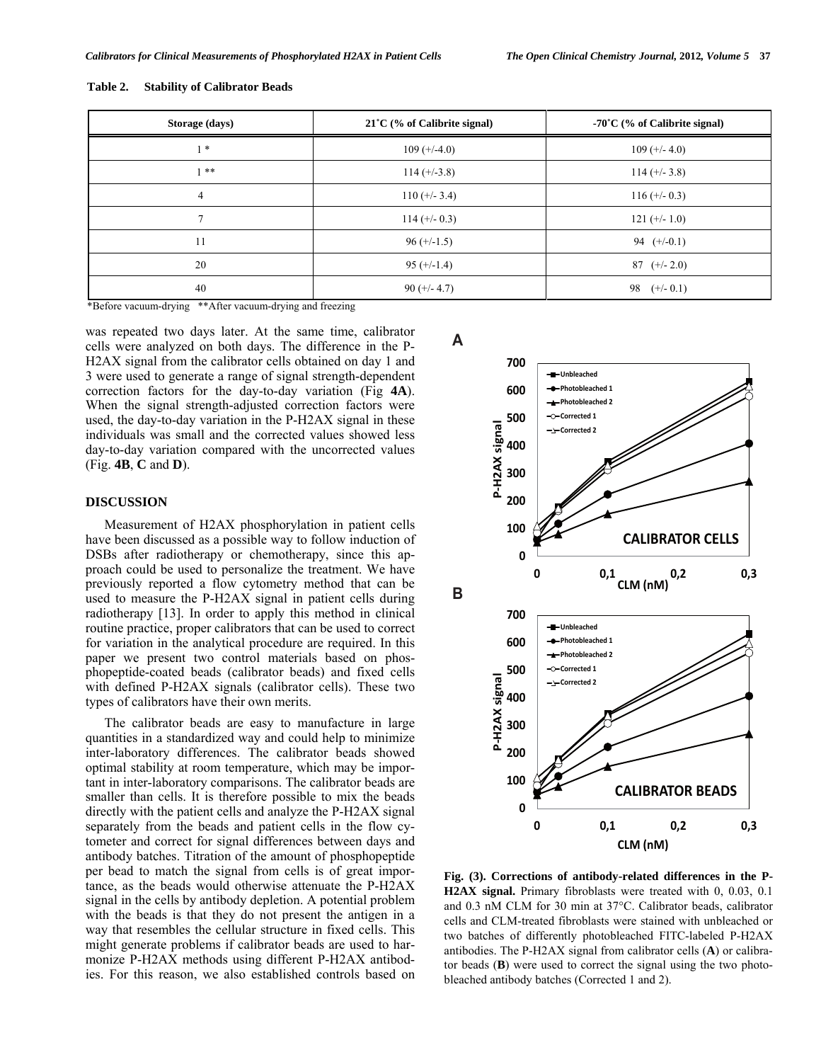**Table 2. Stability of Calibrator Beads**

| Storage (days) | 21˚C (% of Calibrite signal) | -70˚C (% of Calibrite signal) |
|---|---|---|
| 1 * | 109 (+/-4.0) | 109 (+/- 4.0) |
| 1 ** | 114 (+/-3.8) | 114 (+/- 3.8) |
| 4 | 110 (+/- 3.4) | 116 (+/- 0.3) |
| 7 | 114 (+/- 0.3) | 121 (+/- 1.0) |
| 11 | 96 (+/-1.5) | 94 (+/-0.1) |
| 20 | 95 (+/-1.4) | 87 (+/- 2.0) |
| 40 | 90 (+/- 4.7) | 98 (+/- 0.1) |

*Before vacuum-drying **After vacuum-drying and freezing

was repeated two days later. At the same time, calibrator cells were analyzed on both days. The difference in the P-H2AX signal from the calibrator cells obtained on day 1 and 3 were used to generate a range of signal strength-dependent correction factors for the day-to-day variation (Fig **4A**). When the signal strength-adjusted correction factors were used, the day-to-day variation in the P-H2AX signal in these individuals was small and the corrected values showed less day-to-day variation compared with the uncorrected values (Fig. **4B**, **C** and **D**).

## DISCUSSION

Measurement of H2AX phosphorylation in patient cells have been discussed as a possible way to follow induction of DSBs after radiotherapy or chemotherapy, since this approach could be used to personalize the treatment. We have previously reported a flow cytometry method that can be used to measure the P-H2AX signal in patient cells during radiotherapy [13]. In order to apply this method in clinical routine practice, proper calibrators that can be used to correct for variation in the analytical procedure are required. In this paper we present two control materials based on phosphopeptide-coated beads (calibrator beads) and fixed cells with defined P-H2AX signals (calibrator cells). These two types of calibrators have their own merits.

The calibrator beads are easy to manufacture in large quantities in a standardized way and could help to minimize inter-laboratory differences. The calibrator beads showed optimal stability at room temperature, which may be important in inter-laboratory comparisons. The calibrator beads are smaller than cells. It is therefore possible to mix the beads directly with the patient cells and analyze the P-H2AX signal separately from the beads and patient cells in the flow cytometer and correct for signal differences between days and antibody batches. Titration of the amount of phosphopeptide per bead to match the signal from cells is of great importance, as the beads would otherwise attenuate the P-H2AX signal in the cells by antibody depletion. A potential problem with the beads is that they do not present the antigen in a way that resembles the cellular structure in fixed cells. This might generate problems if calibrator beads are used to harmonize P-H2AX methods using different P-H2AX antibodies. For this reason, we also established controls based on

**Fig. (3). Corrections of antibody-related differences in the P-H2AX signal.** Primary fibroblasts were treated with 0, 0.03, 0.1 and 0.3 nM CLM for 30 min at 37°C. Calibrator beads, calibrator cells and CLM-treated fibroblasts were stained with unbleached or two batches of differently photobleached FITC-labeled P-H2AX antibodies. The P-H2AX signal from calibrator cells (**A**) or calibrator beads (**B**) were used to correct the signal using the two photobleached antibody batches (Corrected 1 and 2).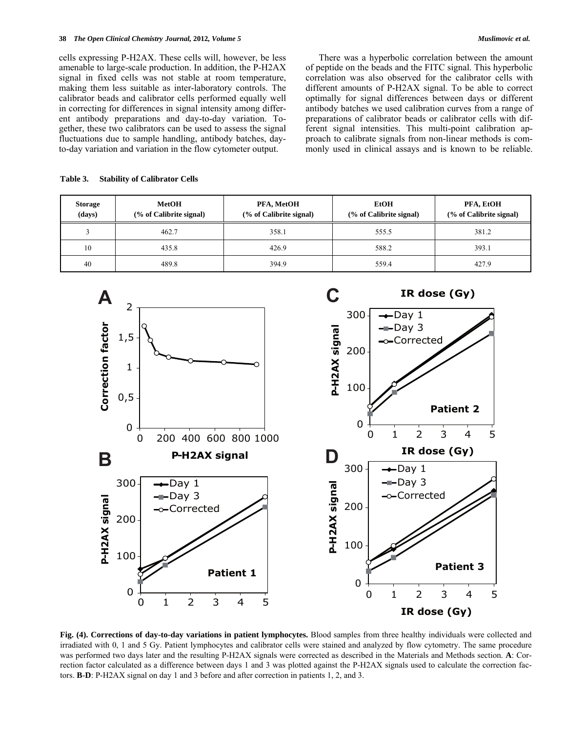cells expressing P-H2AX. These cells will, however, be less amenable to large-scale production. In addition, the P-H2AX signal in fixed cells was not stable at room temperature, making them less suitable as inter-laboratory controls. The calibrator beads and calibrator cells performed equally well in correcting for differences in signal intensity among different antibody preparations and day-to-day variation. Together, these two calibrators can be used to assess the signal fluctuations due to sample handling, antibody batches, day-to-day variation and variation in the flow cytometer output.

There was a hyperbolic correlation between the amount of peptide on the beads and the FITC signal. This hyperbolic correlation was also observed for the calibrator cells with different amounts of P-H2AX signal. To be able to correct optimally for signal differences between days or different antibody batches we used calibration curves from a range of preparations of calibrator beads or calibrator cells with different signal intensities. This multi-point calibration approach to calibrate signals from non-linear methods is commonly used in clinical assays and is known to be reliable.

**Table 3. Stability of Calibrator Cells**

| Storage (days) | MetOH (% of Calibrite signal) | PFA, MetOH (% of Calibrite signal) | EtOH (% of Calibrite signal) | PFA, EtOH (% of Calibrite signal) |
|---|---|---|---|---|
| 3 | 462.7 | 358.1 | 555.5 | 381.2 |
| 10 | 435.8 | 426.9 | 588.2 | 393.1 |
| 40 | 489.8 | 394.9 | 559.4 | 427.9 |

**Fig. (4). Corrections of day-to-day variations in patient lymphocytes.** Blood samples from three healthy individuals were collected and irradiated with 0, 1 and 5 Gy. Patient lymphocytes and calibrator cells were stained and analyzed by flow cytometry. The same procedure was performed two days later and the resulting P-H2AX signals were corrected as described in the Materials and Methods section. **A**: Correction factor calculated as a difference between days 1 and 3 was plotted against the P-H2AX signals used to calculate the correction factors. **B**-**D**: P-H2AX signal on day 1 and 3 before and after correction in patients 1, 2, and 3.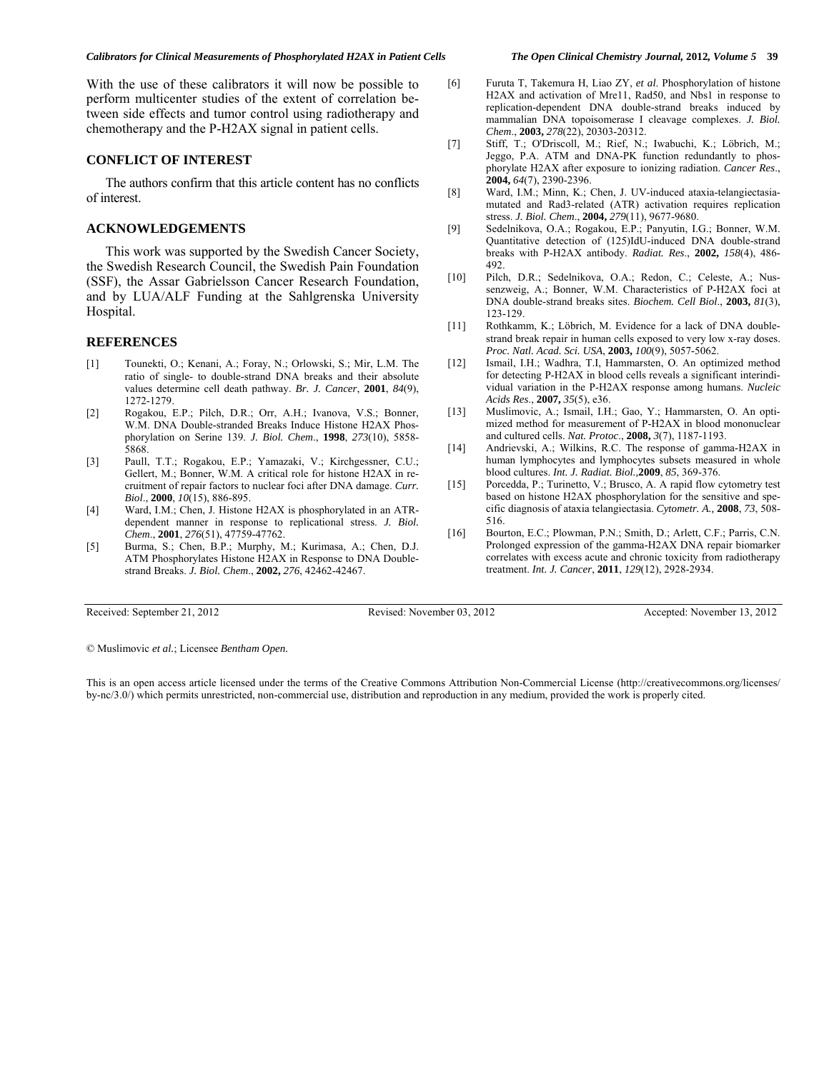With the use of these calibrators it will now be possible to perform multicenter studies of the extent of correlation between side effects and tumor control using radiotherapy and chemotherapy and the P-H2AX signal in patient cells.

## CONFLICT OF INTEREST

The authors confirm that this article content has no conflicts of interest.

## ACKNOWLEDGEMENTS

This work was supported by the Swedish Cancer Society, the Swedish Research Council, the Swedish Pain Foundation (SSF), the Assar Gabrielsson Cancer Research Foundation, and by LUA/ALF Funding at the Sahlgrenska University Hospital.

## REFERENCES

[1] Tounekti, O.; Kenani, A.; Foray, N.; Orlowski, S.; Mir, L.M. The ratio of single- to double-strand DNA breaks and their absolute values determine cell death pathway. *Br. J. Cancer*, **2001**, *84*(9), 1272-1279.

[2] Rogakou, E.P.; Pilch, D.R.; Orr, A.H.; Ivanova, V.S.; Bonner, W.M. DNA Double-stranded Breaks Induce Histone H2AX Phosphorylation on Serine 139. *J. Biol. Chem*., **1998**, *273*(10), 5858-5868.

[3] Paull, T.T.; Rogakou, E.P.; Yamazaki, V.; Kirchgessner, C.U.; Gellert, M.; Bonner, W.M. A critical role for histone H2AX in recruitment of repair factors to nuclear foci after DNA damage. *Curr. Biol*., **2000**, *10*(15), 886-895.

[4] Ward, I.M.; Chen, J. Histone H2AX is phosphorylated in an ATR-dependent manner in response to replicational stress. *J. Biol. Chem*., **2001**, *276*(51), 47759-47762.

[5] Burma, S.; Chen, B.P.; Murphy, M.; Kurimasa, A.; Chen, D.J. ATM Phosphorylates Histone H2AX in Response to DNA Double-strand Breaks. *J. Biol. Chem*., **2002,** *276*, 42462-42467.

[6] Furuta T, Takemura H, Liao ZY, *et al*. Phosphorylation of histone H2AX and activation of Mre11, Rad50, and Nbs1 in response to replication-dependent DNA double-strand breaks induced by mammalian DNA topoisomerase I cleavage complexes. *J. Biol. Chem*., **2003,** *278*(22), 20303-20312.

[7] Stiff, T.; O'Driscoll, M.; Rief, N.; Iwabuchi, K.; Löbrich, M.; Jeggo, P.A. ATM and DNA-PK function redundantly to phosphorylate H2AX after exposure to ionizing radiation. *Cancer Res*., **2004,** *64*(7), 2390-2396.

[8] Ward, I.M.; Minn, K.; Chen, J. UV-induced ataxia-telangiectasia-mutated and Rad3-related (ATR) activation requires replication stress. *J. Biol. Chem*., **2004,** *279*(11), 9677-9680.

[9] Sedelnikova, O.A.; Rogakou, E.P.; Panyutin, I.G.; Bonner, W.M. Quantitative detection of (125)IdU-induced DNA double-strand breaks with P-H2AX antibody. *Radiat. Res*., **2002,** *158*(4), 486-492.

[10] Pilch, D.R.; Sedelnikova, O.A.; Redon, C.; Celeste, A.; Nussenzweig, A.; Bonner, W.M. Characteristics of P-H2AX foci at DNA double-strand breaks sites. *Biochem. Cell Biol*., **2003,** *81*(3), 123-129.

[11] Rothkamm, K.; Löbrich, M. Evidence for a lack of DNA double-strand break repair in human cells exposed to very low x-ray doses. *Proc. Natl. Acad. Sci. USA*, **2003,** *100*(9), 5057-5062.

[12] Ismail, I.H.; Wadhra, T.I, Hammarsten, O. An optimized method for detecting P-H2AX in blood cells reveals a significant interindividual variation in the P-H2AX response among humans. *Nucleic Acids Res*., **2007,** *35*(5), e36.

[13] Muslimovic, A.; Ismail, I.H.; Gao, Y.; Hammarsten, O. An optimized method for measurement of P-H2AX in blood mononuclear and cultured cells. *Nat. Protoc*., **2008,** *3*(7), 1187-1193.

[14] Andrievski, A.; Wilkins, R.C. The response of gamma-H2AX in human lymphocytes and lymphocytes subsets measured in whole blood cultures. *Int. J. Radiat. Biol.,***2009**, *85*, 369-376.

[15] Porcedda, P.; Turinetto, V.; Brusco, A. A rapid flow cytometry test based on histone H2AX phosphorylation for the sensitive and specific diagnosis of ataxia telangiectasia. *Cytometr. A.,* **2008**, *73*, 508-516.

[16] Bourton, E.C.; Plowman, P.N.; Smith, D.; Arlett, C.F.; Parris, C.N. Prolonged expression of the gamma-H2AX DNA repair biomarker correlates with excess acute and chronic toxicity from radiotherapy treatment. *Int. J. Cancer*, **2011**, *129*(12), 2928-2934.

Received: September 21, 2012 Revised: November 03, 2012 Accepted: November 13, 2012

© Muslimovic *et al*.; Licensee *Bentham Open*.

This is an open access article licensed under the terms of the Creative Commons Attribution Non-Commercial License (http://creativecommons.org/licenses/by-nc/3.0/) which permits unrestricted, non-commercial use, distribution and reproduction in any medium, provided the work is properly cited.